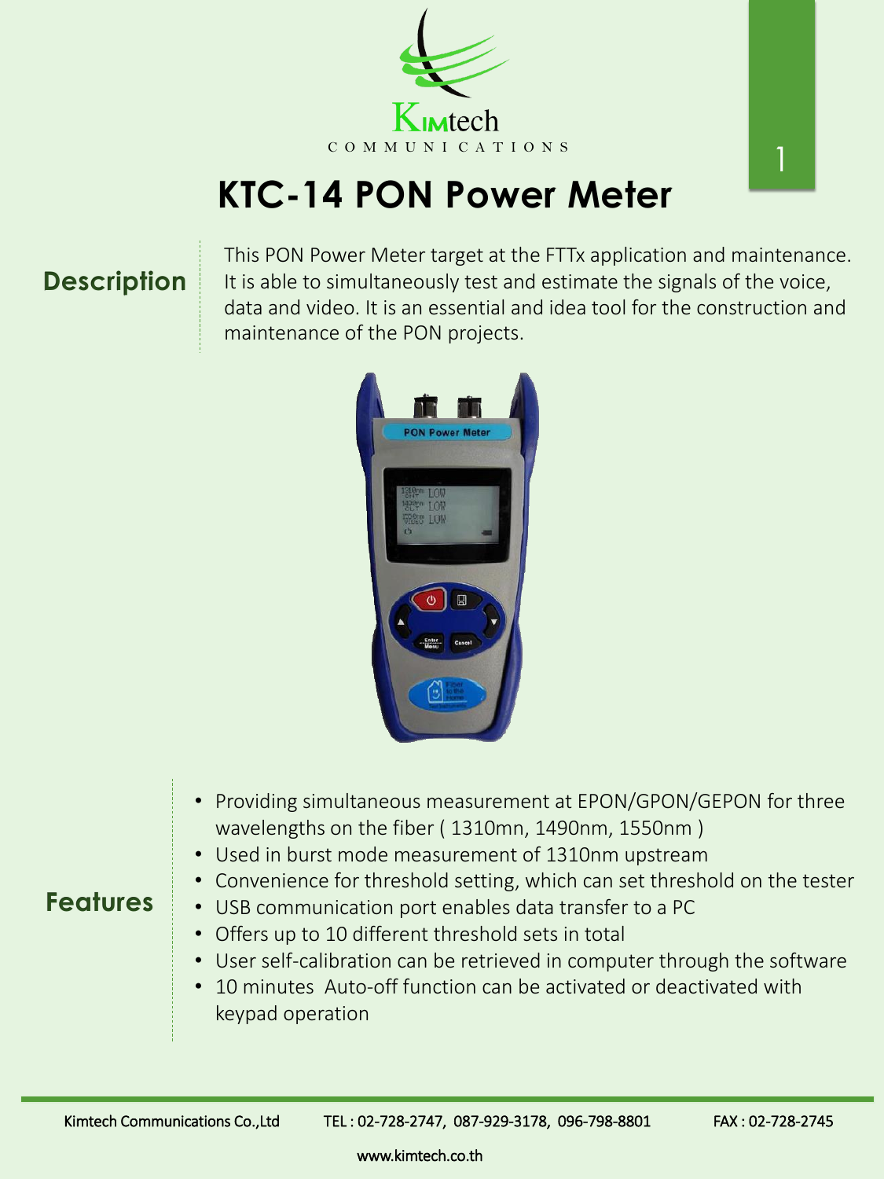# KTC-14 PON Power Meter

## Description

This PON Power Meter target at the FTTx application and maintenance. It is able to simultaneously test and estimate the signals of the voice, data and video. It is an essential and idea tool for the construction and maintenance of the PON projects.

## Features

- Providing simultaneous measurement at EPON/GPON/GEPON for three wavelengths on the fiber ( 1310mn, 1490nm, 1550nm )
- Used in burst mode measurement of 1310nm upstream
- Convenience for threshold setting, which can set threshold on the tester
- USB communication port enables data transfer to a PC
- Offers up to 10 different threshold sets in total
- User self-calibration can be retrieved in computer through the software
- 10 minutes Auto-off function can be activated or deactivated with keypad operation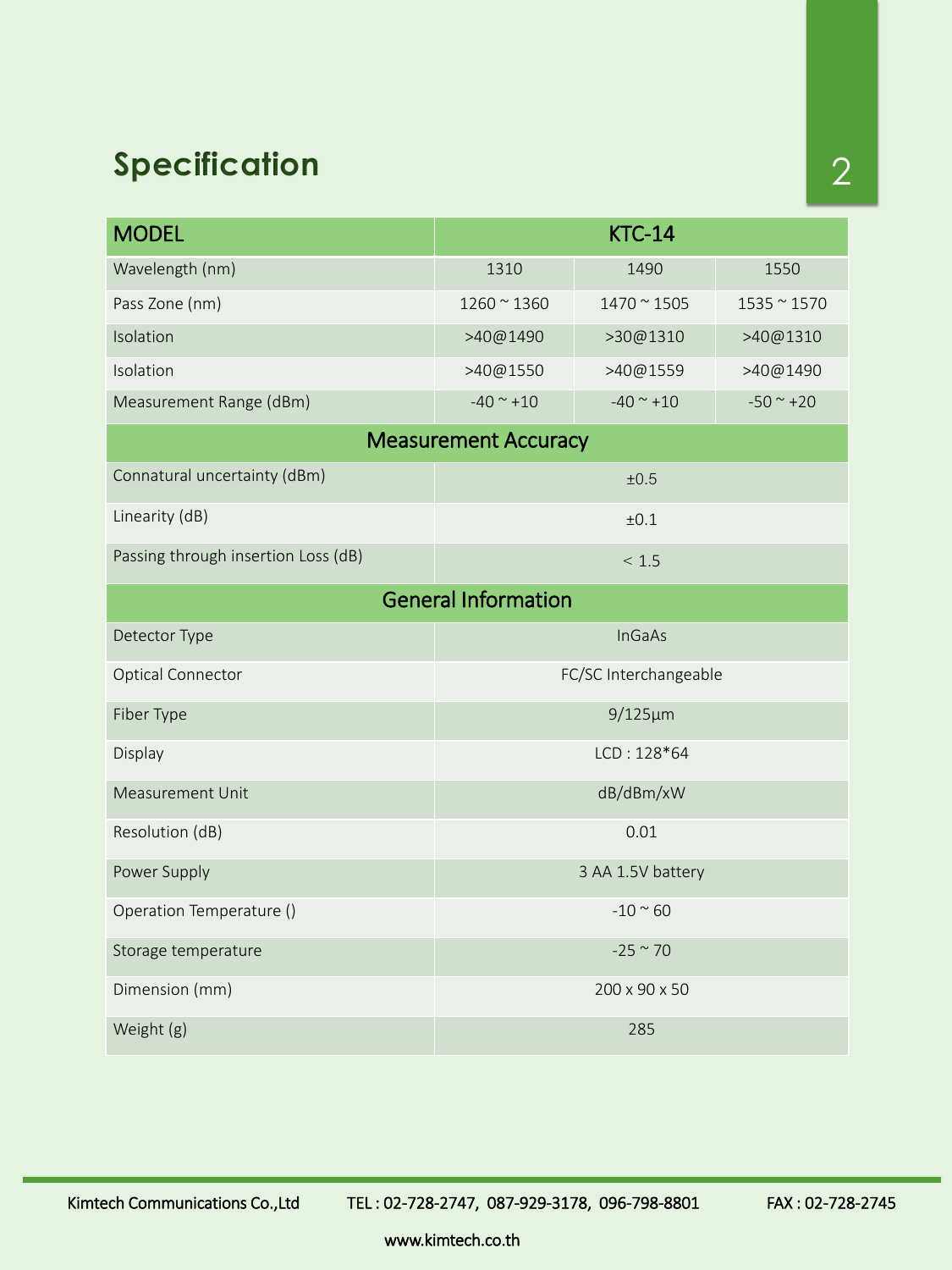# Specification

| MODEL | KTC-14 | | |
|---|---|---|---|
| Wavelength (nm) | 1310 | 1490 | 1550 |
| Pass Zone (nm) | 1260 ~ 1360 | 1470 ~ 1505 | 1535 ~ 1570 |
| Isolation | >40@1490 | >30@1310 | >40@1310 |
| Isolation | >40@1550 | >40@1559 | >40@1490 |
| Measurement Range (dBm) | -40 ~ +10 | -40 ~ +10 | -50 ~ +20 |
| **Measurement Accuracy** | | | |
| Connatural uncertainty (dBm) | ±0.5 | | |
| Linearity (dB) | ±0.1 | | |
| Passing through insertion Loss (dB) | < 1.5 | | |
| **General Information** | | | |
| Detector Type | InGaAs | | |
| Optical Connector | FC/SC Interchangeable | | |
| Fiber Type | 9/125µm | | |
| Display | LCD : 128*64 | | |
| Measurement Unit | dB/dBm/xW | | |
| Resolution (dB) | 0.01 | | |
| Power Supply | 3 AA 1.5V battery | | |
| Operation Temperature () | -10 ~ 60 | | |
| Storage temperature | -25 ~ 70 | | |
| Dimension (mm) | 200 x 90 x 50 | | |
| Weight (g) | 285 | | |

Kimtech Communications Co.,Ltd TEL : 02-728-2747, 087-929-3178, 096-798-8801 FAX : 02-728-2745

www.kimtech.co.th